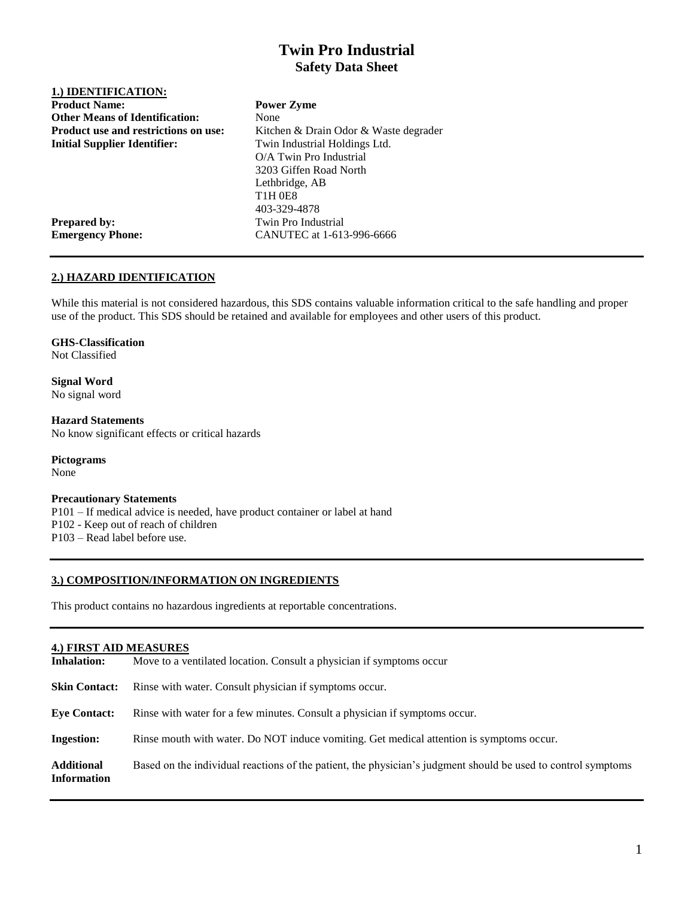# Twin Pro Industrial
## Safety Data Sheet

### 1.) IDENTIFICATION:

| | |
|---|---|
| **Product Name:** | **Power Zyme** |
| **Other Means of Identification:** | None |
| **Product use and restrictions on use:** | Kitchen & Drain Odor & Waste degrader |
| **Initial Supplier Identifier:** | Twin Industrial Holdings Ltd.<br>O/A Twin Pro Industrial<br>3203 Giffen Road North<br>Lethbridge, AB<br>T1H 0E8<br>403-329-4878 |
| **Prepared by:** | Twin Pro Industrial |
| **Emergency Phone:** | CANUTEC at 1-613-996-6666 |

### 2.) HAZARD IDENTIFICATION

While this material is not considered hazardous, this SDS contains valuable information critical to the safe handling and proper use of the product. This SDS should be retained and available for employees and other users of this product.

**GHS-Classification**
Not Classified

**Signal Word**
No signal word

**Hazard Statements**
No know significant effects or critical hazards

**Pictograms**
None

**Precautionary Statements**
P101 – If medical advice is needed, have product container or label at hand
P102 - Keep out of reach of children
P103 – Read label before use.

### 3.) COMPOSITION/INFORMATION ON INGREDIENTS

This product contains no hazardous ingredients at reportable concentrations.

### 4.) FIRST AID MEASURES

| | |
|---|---|
| **Inhalation:** | Move to a ventilated location. Consult a physician if symptoms occur |
| **Skin Contact:** | Rinse with water. Consult physician if symptoms occur. |
| **Eye Contact:** | Rinse with water for a few minutes. Consult a physician if symptoms occur. |
| **Ingestion:** | Rinse mouth with water. Do NOT induce vomiting. Get medical attention is symptoms occur. |
| **Additional Information** | Based on the individual reactions of the patient, the physician's judgment should be used to control symptoms |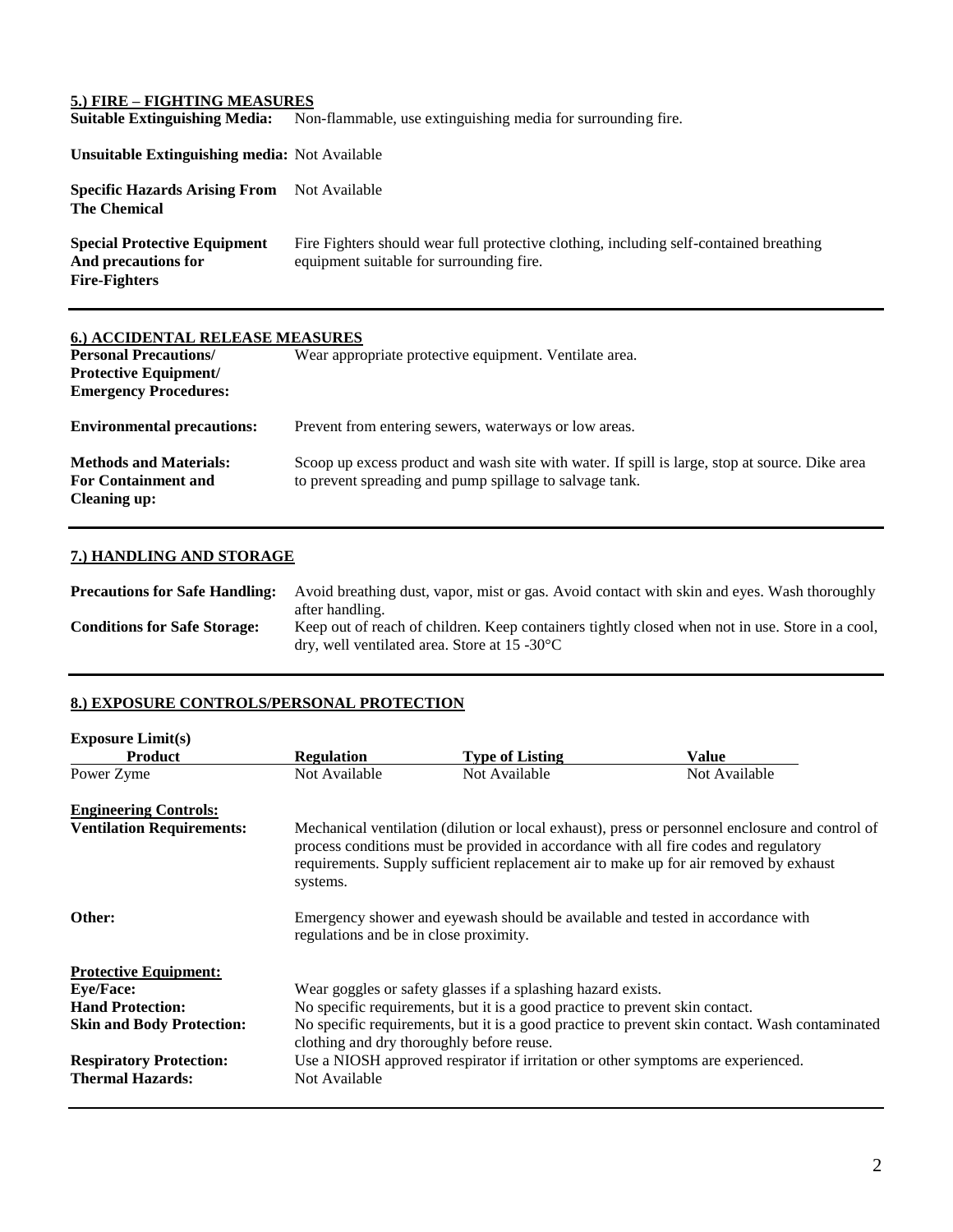## 5.) FIRE – FIGHTING MEASURES

**Suitable Extinguishing Media:** Non-flammable, use extinguishing media for surrounding fire.

**Unsuitable Extinguishing media:** Not Available

**Specific Hazards Arising From The Chemical:** Not Available

**Special Protective Equipment And precautions for Fire-Fighters:** Fire Fighters should wear full protective clothing, including self-contained breathing equipment suitable for surrounding fire.

## 6.) ACCIDENTAL RELEASE MEASURES

**Personal Precautions/ Protective Equipment/ Emergency Procedures:** Wear appropriate protective equipment. Ventilate area.

**Environmental precautions:** Prevent from entering sewers, waterways or low areas.

**Methods and Materials: For Containment and Cleaning up:** Scoop up excess product and wash site with water. If spill is large, stop at source. Dike area to prevent spreading and pump spillage to salvage tank.

## 7.) HANDLING AND STORAGE

**Precautions for Safe Handling:** Avoid breathing dust, vapor, mist or gas. Avoid contact with skin and eyes. Wash thoroughly after handling.

**Conditions for Safe Storage:** Keep out of reach of children. Keep containers tightly closed when not in use. Store in a cool, dry, well ventilated area. Store at 15 -30°C

## 8.) EXPOSURE CONTROLS/PERSONAL PROTECTION

**Exposure Limit(s)**

| Product | Regulation | Type of Listing | Value |
|---|---|---|---|
| Power Zyme | Not Available | Not Available | Not Available |

**Engineering Controls:**

**Ventilation Requirements:** Mechanical ventilation (dilution or local exhaust), press or personnel enclosure and control of process conditions must be provided in accordance with all fire codes and regulatory requirements. Supply sufficient replacement air to make up for air removed by exhaust systems.

**Other:** Emergency shower and eyewash should be available and tested in accordance with regulations and be in close proximity.

**Protective Equipment:**

**Eye/Face:** Wear goggles or safety glasses if a splashing hazard exists.

**Hand Protection:** No specific requirements, but it is a good practice to prevent skin contact.

**Skin and Body Protection:** No specific requirements, but it is a good practice to prevent skin contact. Wash contaminated clothing and dry thoroughly before reuse.

**Respiratory Protection:** Use a NIOSH approved respirator if irritation or other symptoms are experienced.

**Thermal Hazards:** Not Available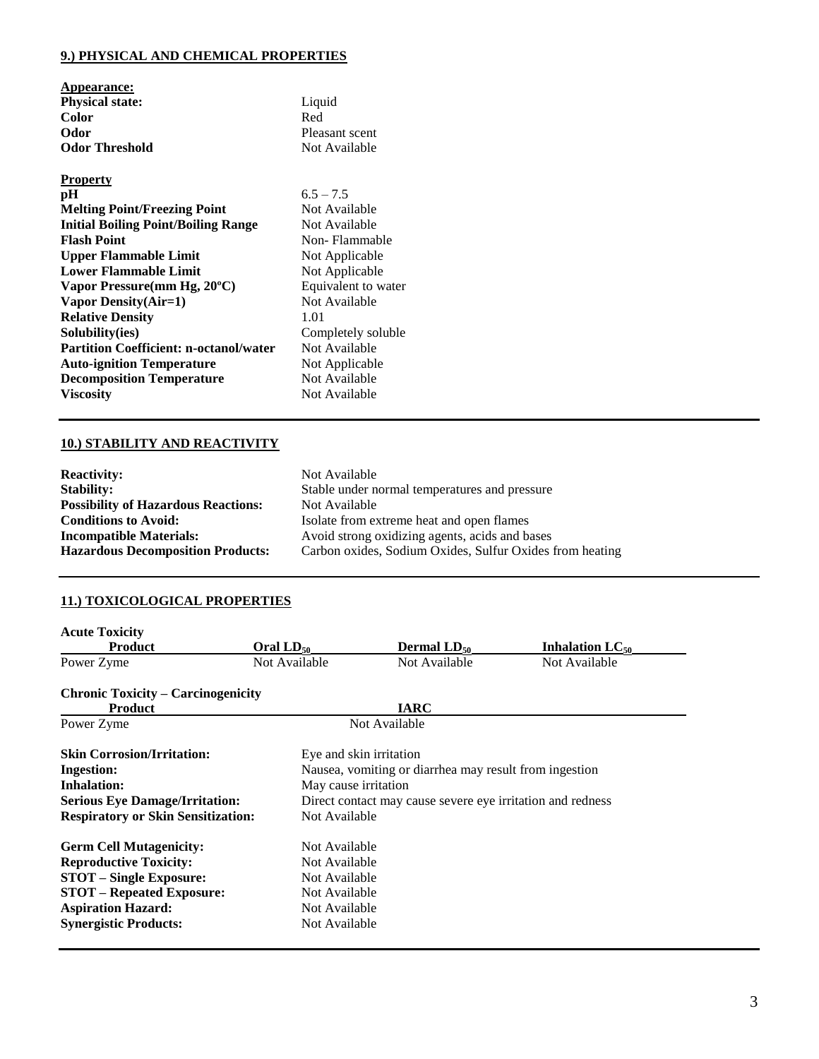## 9.) PHYSICAL AND CHEMICAL PROPERTIES

**Appearance:**

| | |
|---|---|
| **Physical state:** | Liquid |
| **Color** | Red |
| **Odor** | Pleasant scent |
| **Odor Threshold** | Not Available |

**Property**

| | |
|---|---|
| **pH** | 6.5 – 7.5 |
| **Melting Point/Freezing Point** | Not Available |
| **Initial Boiling Point/Boiling Range** | Not Available |
| **Flash Point** | Non- Flammable |
| **Upper Flammable Limit** | Not Applicable |
| **Lower Flammable Limit** | Not Applicable |
| **Vapor Pressure(mm Hg, 20ºC)** | Equivalent to water |
| **Vapor Density(Air=1)** | Not Available |
| **Relative Density** | 1.01 |
| **Solubility(ies)** | Completely soluble |
| **Partition Coefficient: n-octanol/water** | Not Available |
| **Auto-ignition Temperature** | Not Applicable |
| **Decomposition Temperature** | Not Available |
| **Viscosity** | Not Available |

## 10.) STABILITY AND REACTIVITY

| | |
|---|---|
| **Reactivity:** | Not Available |
| **Stability:** | Stable under normal temperatures and pressure |
| **Possibility of Hazardous Reactions:** | Not Available |
| **Conditions to Avoid:** | Isolate from extreme heat and open flames |
| **Incompatible Materials:** | Avoid strong oxidizing agents, acids and bases |
| **Hazardous Decomposition Products:** | Carbon oxides, Sodium Oxides, Sulfur Oxides from heating |

## 11.) TOXICOLOGICAL PROPERTIES

**Acute Toxicity**

| Product | Oral $LD_{50}$ | Dermal $LD_{50}$ | Inhalation $LC_{50}$ |
|---|---|---|---|
| Power Zyme | Not Available | Not Available | Not Available |

**Chronic Toxicity – Carcinogenicity**

| Product | IARC |
|---|---|
| Power Zyme | Not Available |

| | |
|---|---|
| **Skin Corrosion/Irritation:** | Eye and skin irritation |
| **Ingestion:** | Nausea, vomiting or diarrhea may result from ingestion |
| **Inhalation:** | May cause irritation |
| **Serious Eye Damage/Irritation:** | Direct contact may cause severe eye irritation and redness |
| **Respiratory or Skin Sensitization:** | Not Available |
| **Germ Cell Mutagenicity:** | Not Available |
| **Reproductive Toxicity:** | Not Available |
| **STOT – Single Exposure:** | Not Available |
| **STOT – Repeated Exposure:** | Not Available |
| **Aspiration Hazard:** | Not Available |
| **Synergistic Products:** | Not Available |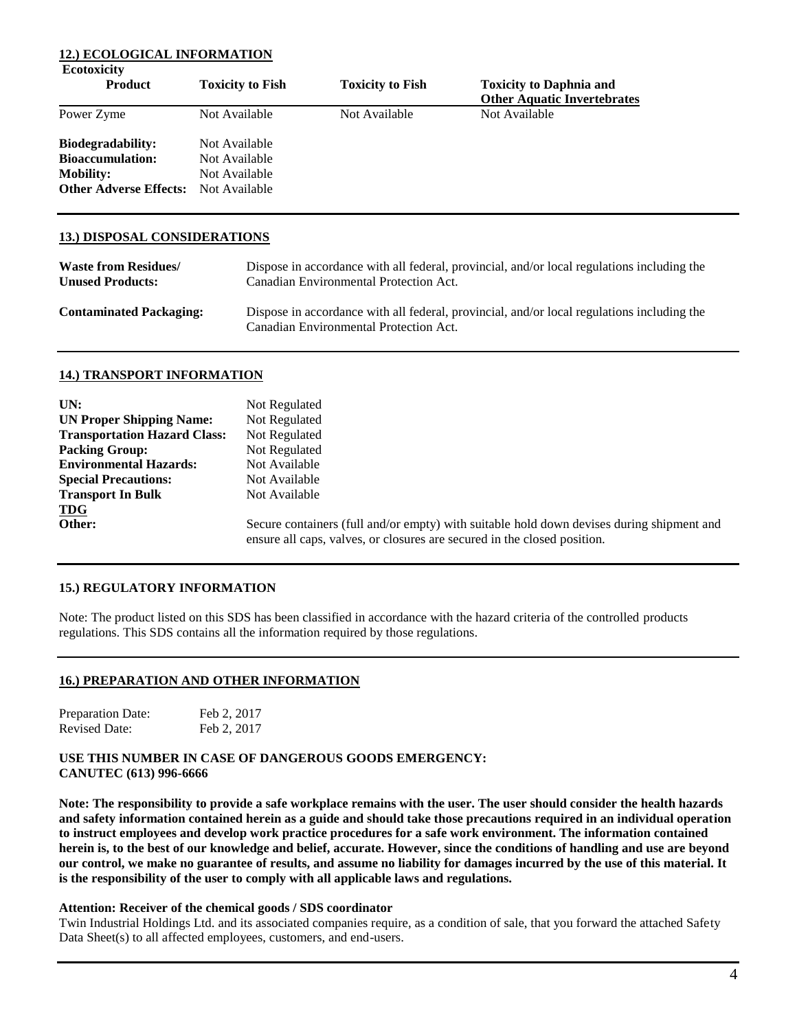## 12.) ECOLOGICAL INFORMATION

**Ecotoxicity**

| Product | Toxicity to Fish | Toxicity to Fish | Toxicity to Daphnia and Other Aquatic Invertebrates |
|---|---|---|---|
| Power Zyme | Not Available | Not Available | Not Available |

**Biodegradability:** Not Available
**Bioaccumulation:** Not Available
**Mobility:** Not Available
**Other Adverse Effects:** Not Available

## 13.) DISPOSAL CONSIDERATIONS

**Waste from Residues/ Unused Products:** Dispose in accordance with all federal, provincial, and/or local regulations including the Canadian Environmental Protection Act.

**Contaminated Packaging:** Dispose in accordance with all federal, provincial, and/or local regulations including the Canadian Environmental Protection Act.

## 14.) TRANSPORT INFORMATION

**UN:** Not Regulated
**UN Proper Shipping Name:** Not Regulated
**Transportation Hazard Class:** Not Regulated
**Packing Group:** Not Regulated
**Environmental Hazards:** Not Available
**Special Precautions:** Not Available
**Transport In Bulk** Not Available

**TDG**

**Other:** Secure containers (full and/or empty) with suitable hold down devises during shipment and ensure all caps, valves, or closures are secured in the closed position.

## 15.) REGULATORY INFORMATION

Note: The product listed on this SDS has been classified in accordance with the hazard criteria of the controlled products regulations. This SDS contains all the information required by those regulations.

## 16.) PREPARATION AND OTHER INFORMATION

Preparation Date: Feb 2, 2017
Revised Date: Feb 2, 2017

**USE THIS NUMBER IN CASE OF DANGEROUS GOODS EMERGENCY:**
**CANUTEC (613) 996-6666**

**Note: The responsibility to provide a safe workplace remains with the user. The user should consider the health hazards and safety information contained herein as a guide and should take those precautions required in an individual operation to instruct employees and develop work practice procedures for a safe work environment. The information contained herein is, to the best of our knowledge and belief, accurate. However, since the conditions of handling and use are beyond our control, we make no guarantee of results, and assume no liability for damages incurred by the use of this material. It is the responsibility of the user to comply with all applicable laws and regulations.**

**Attention: Receiver of the chemical goods / SDS coordinator**

Twin Industrial Holdings Ltd. and its associated companies require, as a condition of sale, that you forward the attached Safety Data Sheet(s) to all affected employees, customers, and end-users.